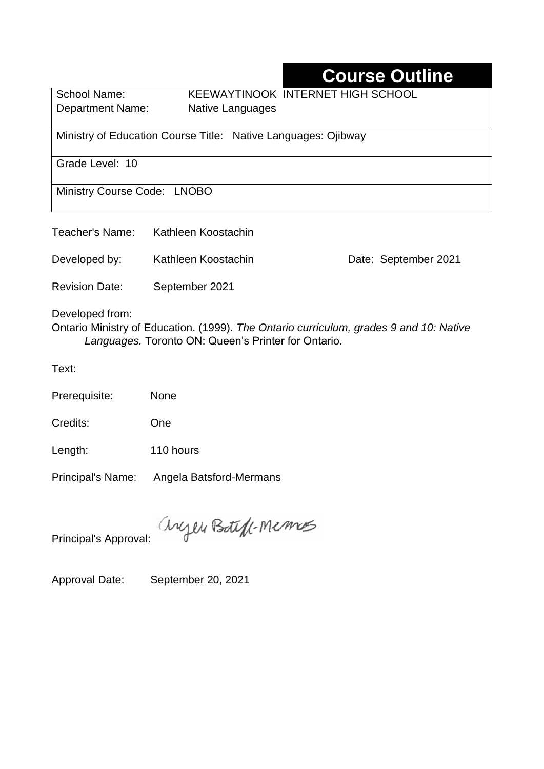# Course Outline

| | |
|---|---|
| School Name: | KEEWAYTINOOK INTERNET HIGH SCHOOL |
| Department Name: | Native Languages |
| Ministry of Education Course Title: Native Languages: Ojibway | |
| Grade Level: 10 | |
| Ministry Course Code: LNOBO | |

Teacher's Name: Kathleen Koostachin

Developed by: Kathleen Koostachin Date: September 2021

Revision Date: September 2021

Developed from:
Ontario Ministry of Education. (1999). *The Ontario curriculum, grades 9 and 10: Native Languages.* Toronto ON: Queen's Printer for Ontario.

Text:

Prerequisite: None

Credits: One

Length: 110 hours

Principal's Name: Angela Batsford-Mermans

Principal's Approval: Angela Batsford-Mermans

Approval Date: September 20, 2021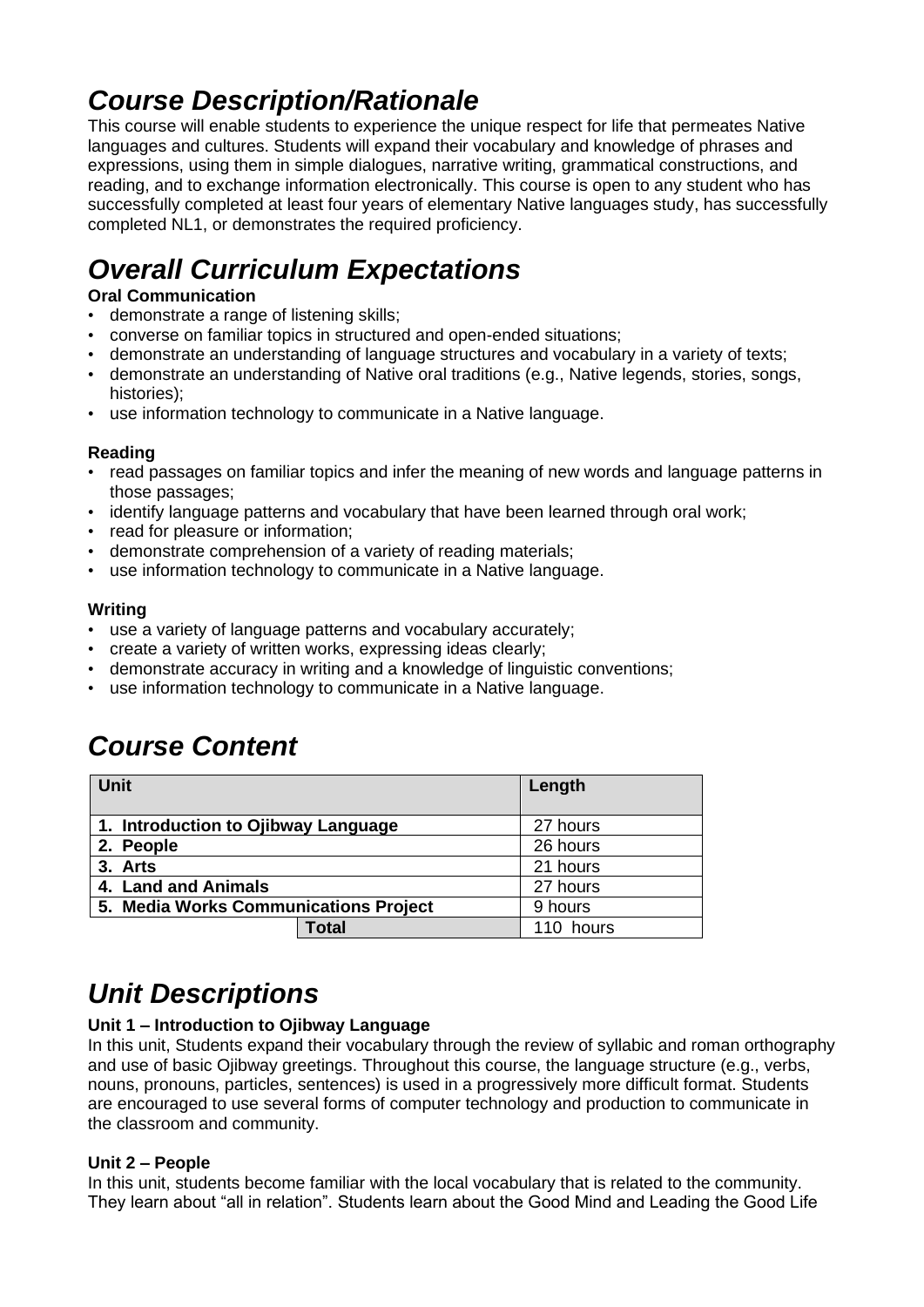## *Course Description/Rationale*

This course will enable students to experience the unique respect for life that permeates Native languages and cultures. Students will expand their vocabulary and knowledge of phrases and expressions, using them in simple dialogues, narrative writing, grammatical constructions, and reading, and to exchange information electronically. This course is open to any student who has successfully completed at least four years of elementary Native languages study, has successfully completed NL1, or demonstrates the required proficiency.

## *Overall Curriculum Expectations*

**Oral Communication**

- demonstrate a range of listening skills;
- converse on familiar topics in structured and open-ended situations;
- demonstrate an understanding of language structures and vocabulary in a variety of texts;
- demonstrate an understanding of Native oral traditions (e.g., Native legends, stories, songs, histories);
- use information technology to communicate in a Native language.

**Reading**

- read passages on familiar topics and infer the meaning of new words and language patterns in those passages;
- identify language patterns and vocabulary that have been learned through oral work;
- read for pleasure or information;
- demonstrate comprehension of a variety of reading materials;
- use information technology to communicate in a Native language.

**Writing**

- use a variety of language patterns and vocabulary accurately;
- create a variety of written works, expressing ideas clearly;
- demonstrate accuracy in writing and a knowledge of linguistic conventions;
- use information technology to communicate in a Native language.

## *Course Content*

| Unit | | Length |
|---|---|---|
| **1. Introduction to Ojibway Language** | | 27 hours |
| **2. People** | | 26 hours |
| **3. Arts** | | 21 hours |
| **4. Land and Animals** | | 27 hours |
| **5. Media Works Communications Project** | | 9 hours |
| | **Total** | 110 hours |

## *Unit Descriptions*

**Unit 1 – Introduction to Ojibway Language**

In this unit, Students expand their vocabulary through the review of syllabic and roman orthography and use of basic Ojibway greetings. Throughout this course, the language structure (e.g., verbs, nouns, pronouns, particles, sentences) is used in a progressively more difficult format. Students are encouraged to use several forms of computer technology and production to communicate in the classroom and community.

**Unit 2 – People**

In this unit, students become familiar with the local vocabulary that is related to the community. They learn about "all in relation". Students learn about the Good Mind and Leading the Good Life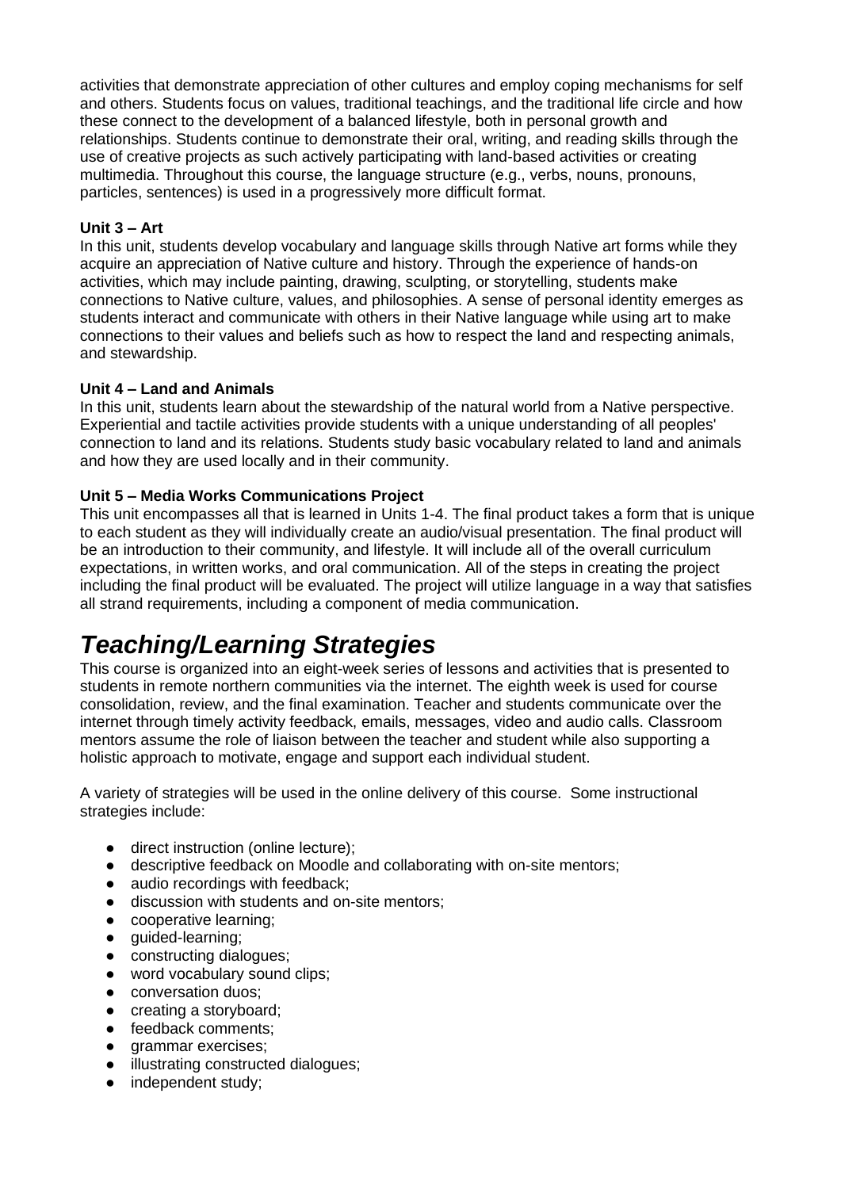activities that demonstrate appreciation of other cultures and employ coping mechanisms for self and others. Students focus on values, traditional teachings, and the traditional life circle and how these connect to the development of a balanced lifestyle, both in personal growth and relationships. Students continue to demonstrate their oral, writing, and reading skills through the use of creative projects as such actively participating with land-based activities or creating multimedia. Throughout this course, the language structure (e.g., verbs, nouns, pronouns, particles, sentences) is used in a progressively more difficult format.

**Unit 3 – Art**

In this unit, students develop vocabulary and language skills through Native art forms while they acquire an appreciation of Native culture and history. Through the experience of hands-on activities, which may include painting, drawing, sculpting, or storytelling, students make connections to Native culture, values, and philosophies. A sense of personal identity emerges as students interact and communicate with others in their Native language while using art to make connections to their values and beliefs such as how to respect the land and respecting animals, and stewardship.

**Unit 4 – Land and Animals**

In this unit, students learn about the stewardship of the natural world from a Native perspective. Experiential and tactile activities provide students with a unique understanding of all peoples' connection to land and its relations. Students study basic vocabulary related to land and animals and how they are used locally and in their community.

**Unit 5 – Media Works Communications Project**

This unit encompasses all that is learned in Units 1-4. The final product takes a form that is unique to each student as they will individually create an audio/visual presentation. The final product will be an introduction to their community, and lifestyle. It will include all of the overall curriculum expectations, in written works, and oral communication. All of the steps in creating the project including the final product will be evaluated. The project will utilize language in a way that satisfies all strand requirements, including a component of media communication.

# *Teaching/Learning Strategies*

This course is organized into an eight-week series of lessons and activities that is presented to students in remote northern communities via the internet. The eighth week is used for course consolidation, review, and the final examination. Teacher and students communicate over the internet through timely activity feedback, emails, messages, video and audio calls. Classroom mentors assume the role of liaison between the teacher and student while also supporting a holistic approach to motivate, engage and support each individual student.

A variety of strategies will be used in the online delivery of this course. Some instructional strategies include:

- direct instruction (online lecture);
- descriptive feedback on Moodle and collaborating with on-site mentors;
- audio recordings with feedback;
- discussion with students and on-site mentors;
- cooperative learning;
- guided-learning;
- constructing dialogues;
- word vocabulary sound clips;
- conversation duos;
- creating a storyboard;
- feedback comments;
- grammar exercises;
- illustrating constructed dialogues;
- independent study;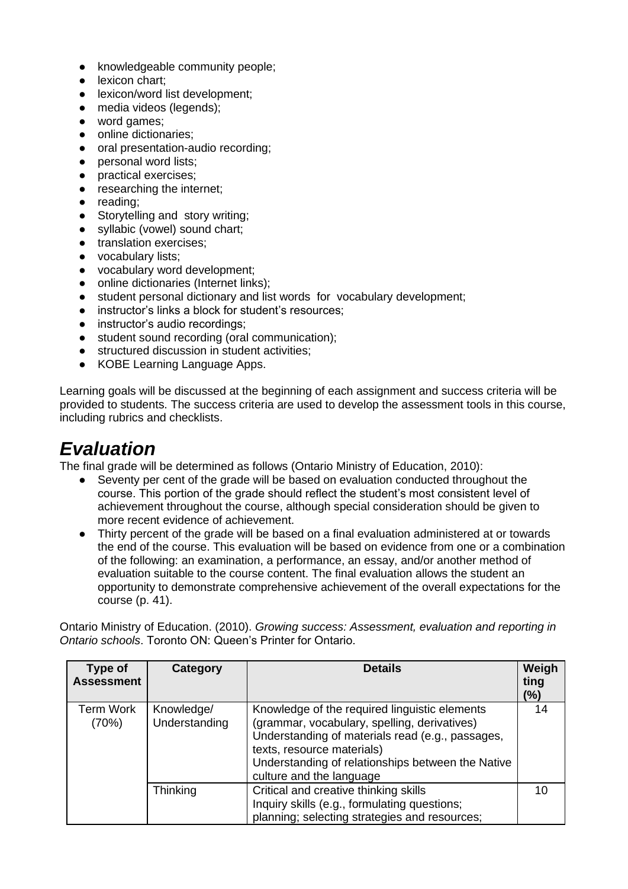- knowledgeable community people;
- lexicon chart;
- lexicon/word list development;
- media videos (legends);
- word games;
- online dictionaries;
- oral presentation-audio recording;
- personal word lists;
- practical exercises;
- researching the internet;
- reading;
- Storytelling and story writing;
- syllabic (vowel) sound chart;
- translation exercises;
- vocabulary lists;
- vocabulary word development;
- online dictionaries (Internet links);
- student personal dictionary and list words for vocabulary development;
- instructor's links a block for student's resources;
- instructor's audio recordings;
- student sound recording (oral communication);
- structured discussion in student activities;
- KOBE Learning Language Apps.

Learning goals will be discussed at the beginning of each assignment and success criteria will be provided to students. The success criteria are used to develop the assessment tools in this course, including rubrics and checklists.

# *Evaluation*

The final grade will be determined as follows (Ontario Ministry of Education, 2010):

- Seventy per cent of the grade will be based on evaluation conducted throughout the course. This portion of the grade should reflect the student's most consistent level of achievement throughout the course, although special consideration should be given to more recent evidence of achievement.
- Thirty percent of the grade will be based on a final evaluation administered at or towards the end of the course. This evaluation will be based on evidence from one or a combination of the following: an examination, a performance, an essay, and/or another method of evaluation suitable to the course content. The final evaluation allows the student an opportunity to demonstrate comprehensive achievement of the overall expectations for the course (p. 41).

Ontario Ministry of Education. (2010). *Growing success: Assessment, evaluation and reporting in Ontario schools*. Toronto ON: Queen's Printer for Ontario.

| Type of Assessment | Category | Details | Weighting (%) |
|---|---|---|---|
| Term Work (70%) | Knowledge/ Understanding | Knowledge of the required linguistic elements (grammar, vocabulary, spelling, derivatives)<br>Understanding of materials read (e.g., passages, texts, resource materials)<br>Understanding of relationships between the Native culture and the language | 14 |
| | Thinking | Critical and creative thinking skills<br>Inquiry skills (e.g., formulating questions; planning; selecting strategies and resources; | 10 |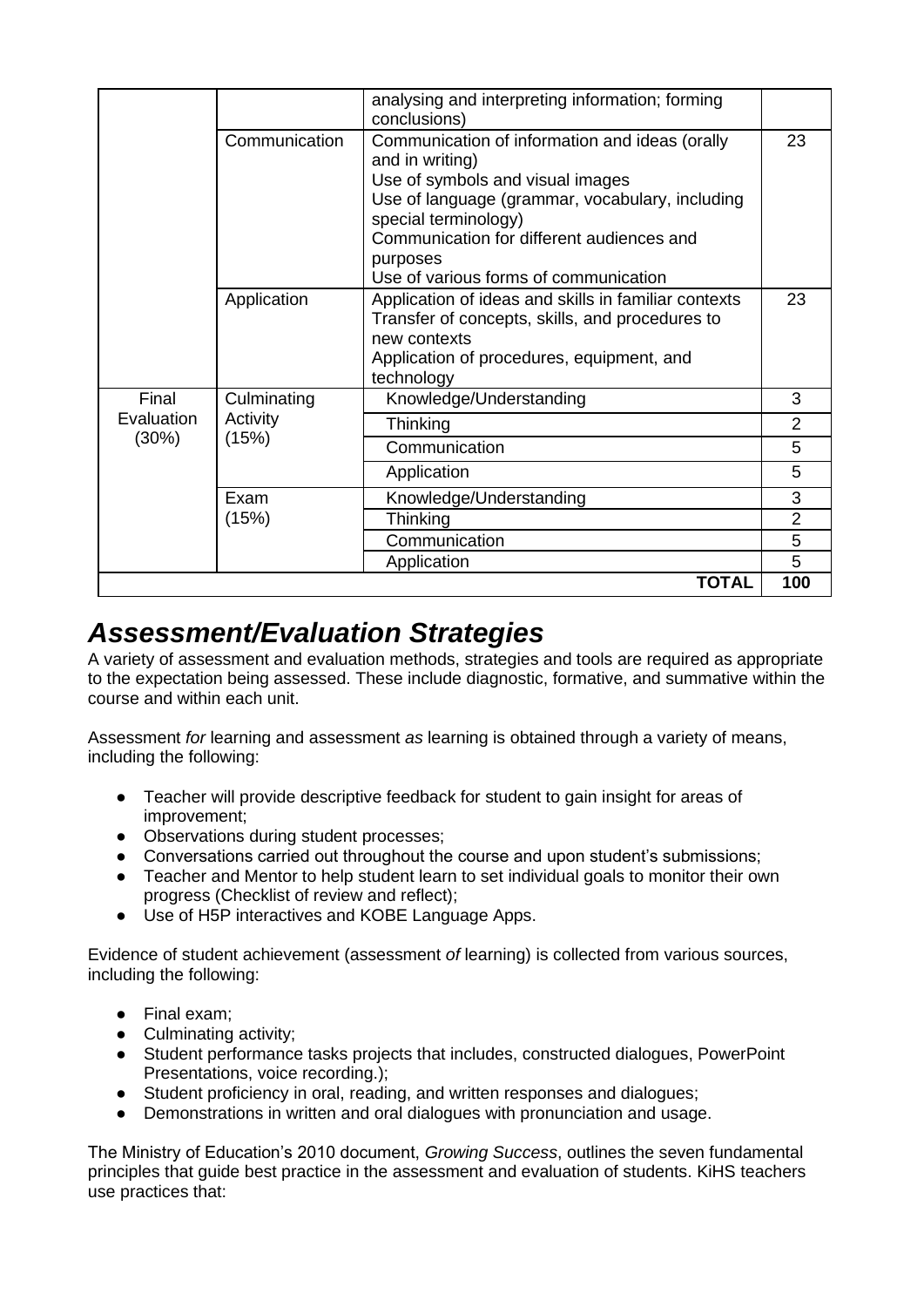| | | | |
|---|---|---|---|
| | | analysing and interpreting information; forming conclusions) | |
| | Communication | Communication of information and ideas (orally and in writing)<br>Use of symbols and visual images<br>Use of language (grammar, vocabulary, including special terminology)<br>Communication for different audiences and purposes<br>Use of various forms of communication | 23 |
| | Application | Application of ideas and skills in familiar contexts<br>Transfer of concepts, skills, and procedures to new contexts<br>Application of procedures, equipment, and technology | 23 |
| Final Evaluation (30%) | Culminating Activity (15%) | Knowledge/Understanding | 3 |
| | | Thinking | 2 |
| | | Communication | 5 |
| | | Application | 5 |
| | Exam (15%) | Knowledge/Understanding | 3 |
| | | Thinking | 2 |
| | | Communication | 5 |
| | | Application | 5 |
| | | **TOTAL** | **100** |

## *Assessment/Evaluation Strategies*

A variety of assessment and evaluation methods, strategies and tools are required as appropriate to the expectation being assessed. These include diagnostic, formative, and summative within the course and within each unit.

Assessment *for* learning and assessment *as* learning is obtained through a variety of means, including the following:

- Teacher will provide descriptive feedback for student to gain insight for areas of improvement;
- Observations during student processes;
- Conversations carried out throughout the course and upon student's submissions;
- Teacher and Mentor to help student learn to set individual goals to monitor their own progress (Checklist of review and reflect);
- Use of H5P interactives and KOBE Language Apps.

Evidence of student achievement (assessment *of* learning) is collected from various sources, including the following:

- Final exam;
- Culminating activity;
- Student performance tasks projects that includes, constructed dialogues, PowerPoint Presentations, voice recording.);
- Student proficiency in oral, reading, and written responses and dialogues;
- Demonstrations in written and oral dialogues with pronunciation and usage.

The Ministry of Education's 2010 document, *Growing Success*, outlines the seven fundamental principles that guide best practice in the assessment and evaluation of students. KiHS teachers use practices that: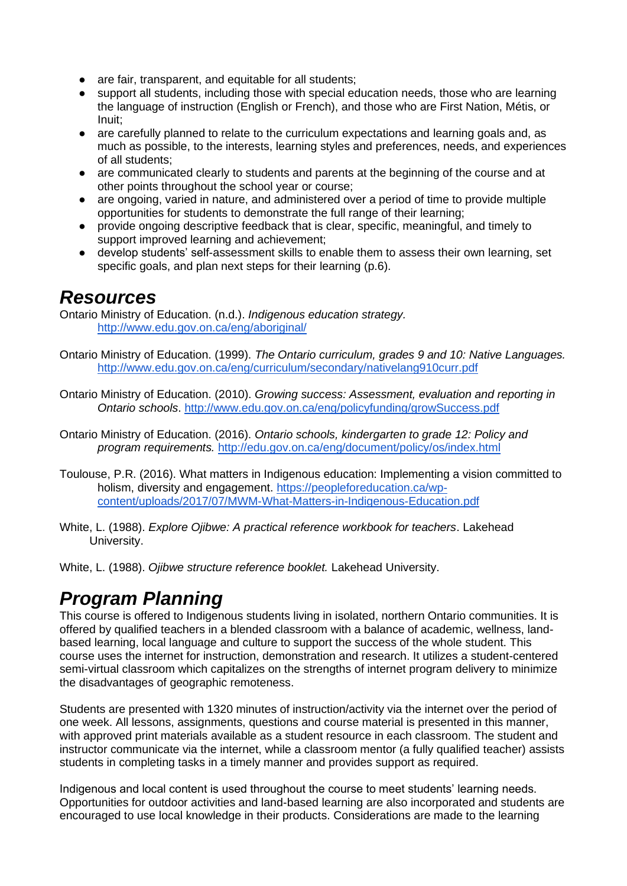- are fair, transparent, and equitable for all students;
- support all students, including those with special education needs, those who are learning the language of instruction (English or French), and those who are First Nation, Métis, or Inuit;
- are carefully planned to relate to the curriculum expectations and learning goals and, as much as possible, to the interests, learning styles and preferences, needs, and experiences of all students;
- are communicated clearly to students and parents at the beginning of the course and at other points throughout the school year or course;
- are ongoing, varied in nature, and administered over a period of time to provide multiple opportunities for students to demonstrate the full range of their learning;
- provide ongoing descriptive feedback that is clear, specific, meaningful, and timely to support improved learning and achievement;
- develop students' self-assessment skills to enable them to assess their own learning, set specific goals, and plan next steps for their learning (p.6).

## *Resources*

Ontario Ministry of Education. (n.d.). *Indigenous education strategy.* http://www.edu.gov.on.ca/eng/aboriginal/

Ontario Ministry of Education. (1999). *The Ontario curriculum, grades 9 and 10: Native Languages.* http://www.edu.gov.on.ca/eng/curriculum/secondary/nativelang910curr.pdf

Ontario Ministry of Education. (2010). *Growing success: Assessment, evaluation and reporting in Ontario schools*. http://www.edu.gov.on.ca/eng/policyfunding/growSuccess.pdf

Ontario Ministry of Education. (2016). *Ontario schools, kindergarten to grade 12: Policy and program requirements.* http://edu.gov.on.ca/eng/document/policy/os/index.html

Toulouse, P.R. (2016). What matters in Indigenous education: Implementing a vision committed to holism, diversity and engagement. https://peopleforeducation.ca/wp-content/uploads/2017/07/MWM-What-Matters-in-Indigenous-Education.pdf

White, L. (1988). *Explore Ojibwe: A practical reference workbook for teachers*. Lakehead University.

White, L. (1988). *Ojibwe structure reference booklet.* Lakehead University.

## *Program Planning*

This course is offered to Indigenous students living in isolated, northern Ontario communities. It is offered by qualified teachers in a blended classroom with a balance of academic, wellness, land-based learning, local language and culture to support the success of the whole student. This course uses the internet for instruction, demonstration and research. It utilizes a student-centered semi-virtual classroom which capitalizes on the strengths of internet program delivery to minimize the disadvantages of geographic remoteness.

Students are presented with 1320 minutes of instruction/activity via the internet over the period of one week. All lessons, assignments, questions and course material is presented in this manner, with approved print materials available as a student resource in each classroom. The student and instructor communicate via the internet, while a classroom mentor (a fully qualified teacher) assists students in completing tasks in a timely manner and provides support as required.

Indigenous and local content is used throughout the course to meet students' learning needs. Opportunities for outdoor activities and land-based learning are also incorporated and students are encouraged to use local knowledge in their products. Considerations are made to the learning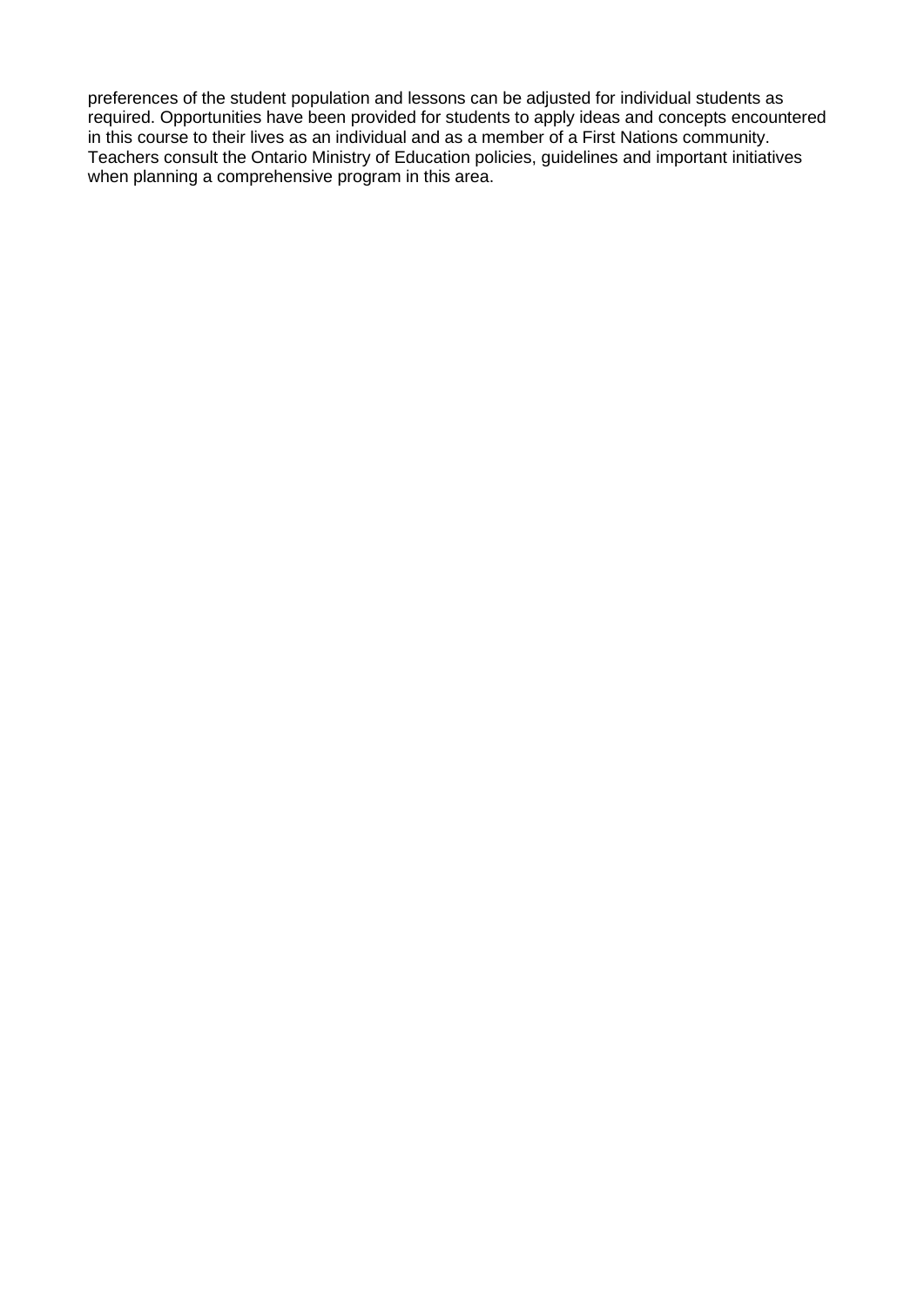preferences of the student population and lessons can be adjusted for individual students as required. Opportunities have been provided for students to apply ideas and concepts encountered in this course to their lives as an individual and as a member of a First Nations community. Teachers consult the Ontario Ministry of Education policies, guidelines and important initiatives when planning a comprehensive program in this area.